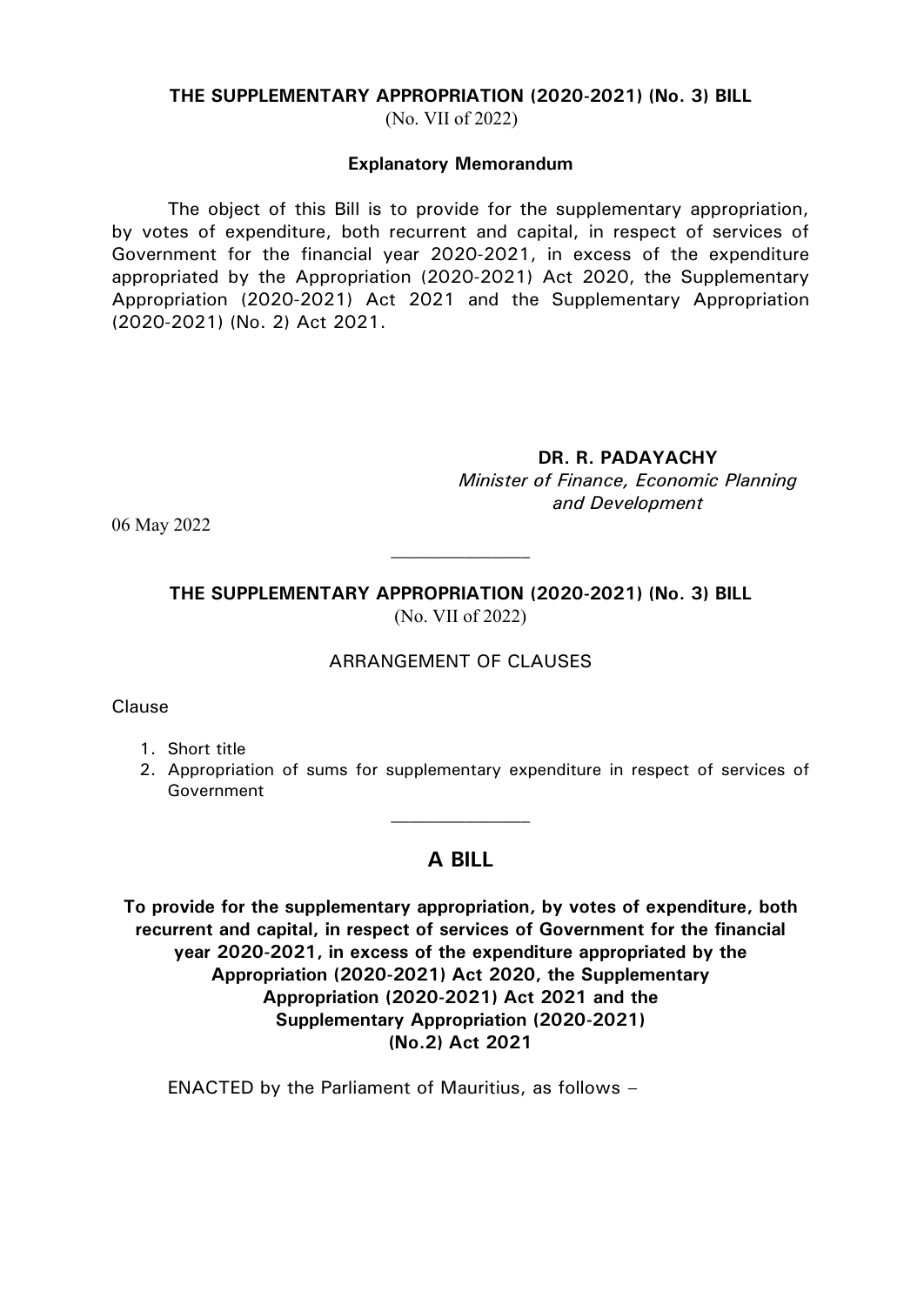**THE SUPPLEMENTARY APPROPRIATION (2020-2021) (No. 3) BILL**
(No. VII of 2022)

**Explanatory Memorandum**

The object of this Bill is to provide for the supplementary appropriation, by votes of expenditure, both recurrent and capital, in respect of services of Government for the financial year 2020-2021, in excess of the expenditure appropriated by the Appropriation (2020-2021) Act 2020, the Supplementary Appropriation (2020-2021) Act 2021 and the Supplementary Appropriation (2020-2021) (No. 2) Act 2021.

**DR. R. PADAYACHY**
*Minister of Finance, Economic Planning and Development*

06 May 2022

---

**THE SUPPLEMENTARY APPROPRIATION (2020-2021) (No. 3) BILL**
(No. VII of 2022)

ARRANGEMENT OF CLAUSES

Clause

1. Short title
2. Appropriation of sums for supplementary expenditure in respect of services of Government

---

## A BILL

**To provide for the supplementary appropriation, by votes of expenditure, both recurrent and capital, in respect of services of Government for the financial year 2020-2021, in excess of the expenditure appropriated by the Appropriation (2020-2021) Act 2020, the Supplementary Appropriation (2020-2021) Act 2021 and the Supplementary Appropriation (2020-2021) (No.2) Act 2021**

ENACTED by the Parliament of Mauritius, as follows –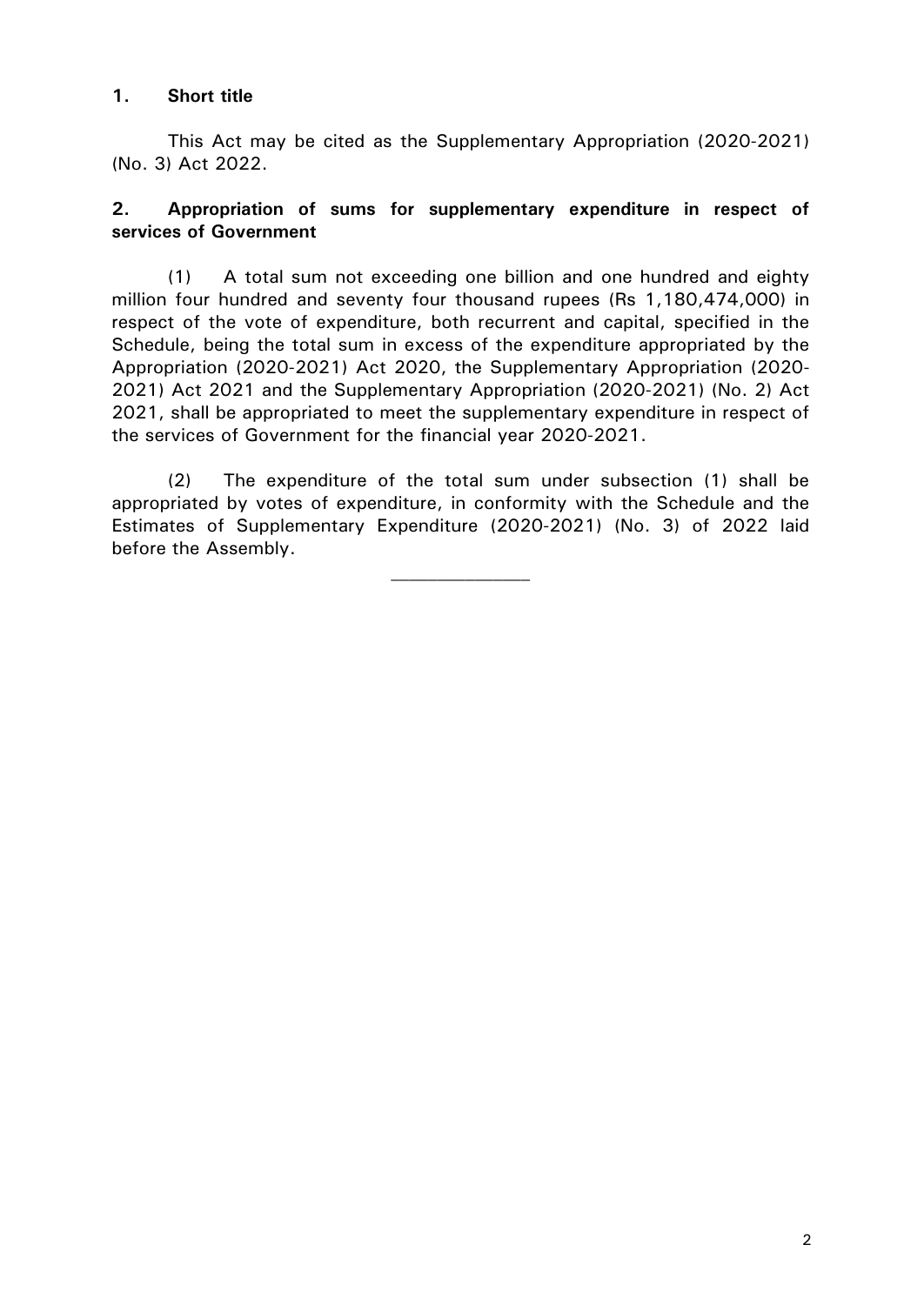**1. Short title**

This Act may be cited as the Supplementary Appropriation (2020-2021) (No. 3) Act 2022.

**2. Appropriation of sums for supplementary expenditure in respect of services of Government**

(1) A total sum not exceeding one billion and one hundred and eighty million four hundred and seventy four thousand rupees (Rs 1,180,474,000) in respect of the vote of expenditure, both recurrent and capital, specified in the Schedule, being the total sum in excess of the expenditure appropriated by the Appropriation (2020-2021) Act 2020, the Supplementary Appropriation (2020-2021) Act 2021 and the Supplementary Appropriation (2020-2021) (No. 2) Act 2021, shall be appropriated to meet the supplementary expenditure in respect of the services of Government for the financial year 2020-2021.

(2) The expenditure of the total sum under subsection (1) shall be appropriated by votes of expenditure, in conformity with the Schedule and the Estimates of Supplementary Expenditure (2020-2021) (No. 3) of 2022 laid before the Assembly.

---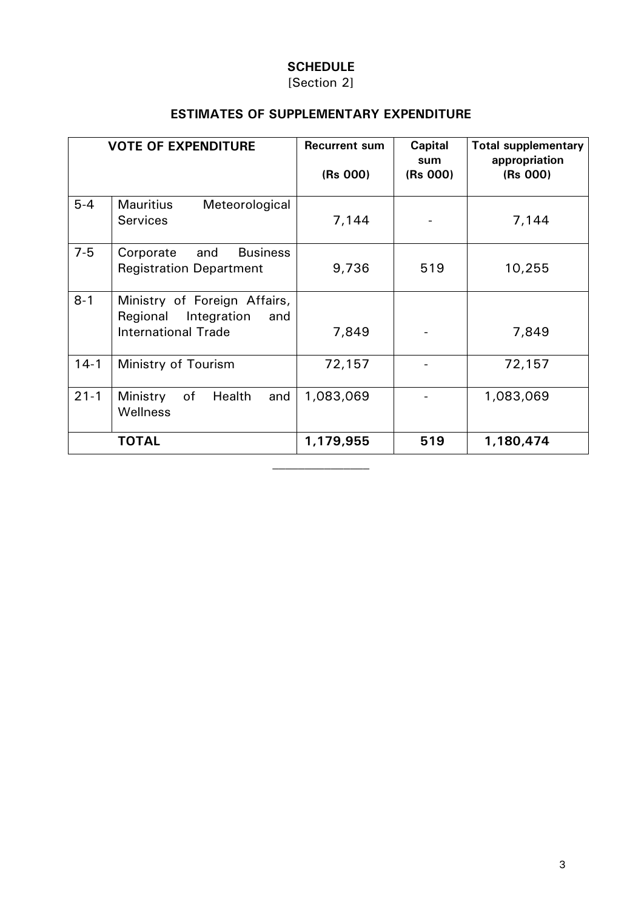**SCHEDULE**

[Section 2]

**ESTIMATES OF SUPPLEMENTARY EXPENDITURE**

| VOTE OF EXPENDITURE | | Recurrent sum (Rs 000) | Capital sum (Rs 000) | Total supplementary appropriation (Rs 000) |
|---|---|---|---|---|
| 5-4 | Mauritius Meteorological Services | 7,144 | - | 7,144 |
| 7-5 | Corporate and Business Registration Department | 9,736 | 519 | 10,255 |
| 8-1 | Ministry of Foreign Affairs, Regional Integration and International Trade | 7,849 | - | 7,849 |
| 14-1 | Ministry of Tourism | 72,157 | - | 72,157 |
| 21-1 | Ministry of Health and Wellness | 1,083,069 | - | 1,083,069 |
| **TOTAL** | | **1,179,955** | **519** | **1,180,474** |

---